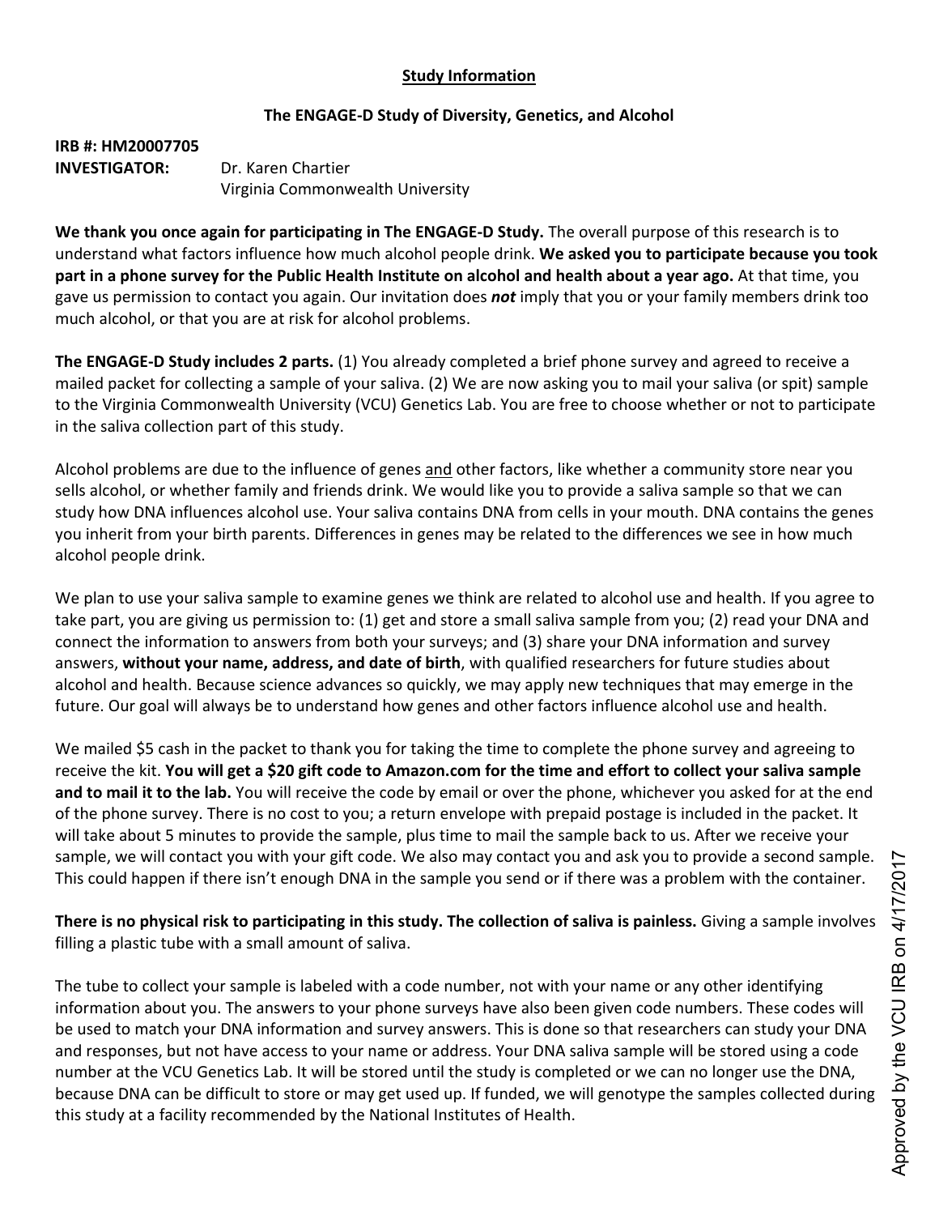## Study Information

### The ENGAGE-D Study of Diversity, Genetics, and Alcohol

**IRB #: HM20007705**
**INVESTIGATOR:** Dr. Karen Chartier
Virginia Commonwealth University

**We thank you once again for participating in The ENGAGE-D Study.** The overall purpose of this research is to understand what factors influence how much alcohol people drink. **We asked you to participate because you took part in a phone survey for the Public Health Institute on alcohol and health about a year ago.** At that time, you gave us permission to contact you again. Our invitation does ***not*** imply that you or your family members drink too much alcohol, or that you are at risk for alcohol problems.

**The ENGAGE-D Study includes 2 parts.** (1) You already completed a brief phone survey and agreed to receive a mailed packet for collecting a sample of your saliva. (2) We are now asking you to mail your saliva (or spit) sample to the Virginia Commonwealth University (VCU) Genetics Lab. You are free to choose whether or not to participate in the saliva collection part of this study.

Alcohol problems are due to the influence of genes and other factors, like whether a community store near you sells alcohol, or whether family and friends drink. We would like you to provide a saliva sample so that we can study how DNA influences alcohol use. Your saliva contains DNA from cells in your mouth. DNA contains the genes you inherit from your birth parents. Differences in genes may be related to the differences we see in how much alcohol people drink.

We plan to use your saliva sample to examine genes we think are related to alcohol use and health. If you agree to take part, you are giving us permission to: (1) get and store a small saliva sample from you; (2) read your DNA and connect the information to answers from both your surveys; and (3) share your DNA information and survey answers, **without your name, address, and date of birth**, with qualified researchers for future studies about alcohol and health. Because science advances so quickly, we may apply new techniques that may emerge in the future. Our goal will always be to understand how genes and other factors influence alcohol use and health.

We mailed $5 cash in the packet to thank you for taking the time to complete the phone survey and agreeing to receive the kit. **You will get a $20 gift code to Amazon.com for the time and effort to collect your saliva sample and to mail it to the lab.** You will receive the code by email or over the phone, whichever you asked for at the end of the phone survey. There is no cost to you; a return envelope with prepaid postage is included in the packet. It will take about 5 minutes to provide the sample, plus time to mail the sample back to us. After we receive your sample, we will contact you with your gift code. We also may contact you and ask you to provide a second sample. This could happen if there isn't enough DNA in the sample you send or if there was a problem with the container.

**There is no physical risk to participating in this study. The collection of saliva is painless.** Giving a sample involves filling a plastic tube with a small amount of saliva.

The tube to collect your sample is labeled with a code number, not with your name or any other identifying information about you. The answers to your phone surveys have also been given code numbers. These codes will be used to match your DNA information and survey answers. This is done so that researchers can study your DNA and responses, but not have access to your name or address. Your DNA saliva sample will be stored using a code number at the VCU Genetics Lab. It will be stored until the study is completed or we can no longer use the DNA, because DNA can be difficult to store or may get used up. If funded, we will genotype the samples collected during this study at a facility recommended by the National Institutes of Health.

Approved by the VCU IRB on 4/17/2017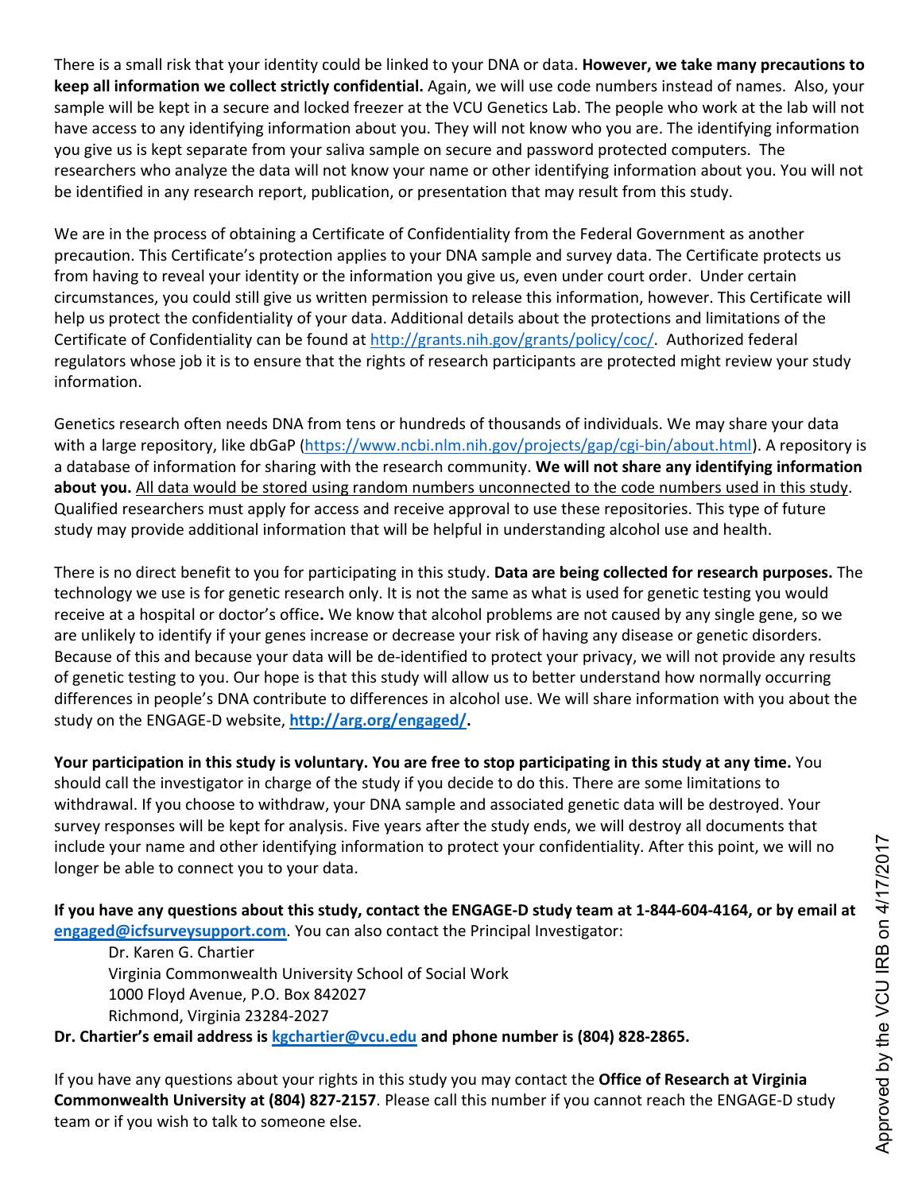There is a small risk that your identity could be linked to your DNA or data. **However, we take many precautions to keep all information we collect strictly confidential.** Again, we will use code numbers instead of names. Also, your sample will be kept in a secure and locked freezer at the VCU Genetics Lab. The people who work at the lab will not have access to any identifying information about you. They will not know who you are. The identifying information you give us is kept separate from your saliva sample on secure and password protected computers. The researchers who analyze the data will not know your name or other identifying information about you. You will not be identified in any research report, publication, or presentation that may result from this study.

We are in the process of obtaining a Certificate of Confidentiality from the Federal Government as another precaution. This Certificate's protection applies to your DNA sample and survey data. The Certificate protects us from having to reveal your identity or the information you give us, even under court order. Under certain circumstances, you could still give us written permission to release this information, however. This Certificate will help us protect the confidentiality of your data. Additional details about the protections and limitations of the Certificate of Confidentiality can be found at [http://grants.nih.gov/grants/policy/coc/](http://grants.nih.gov/grants/policy/coc/). Authorized federal regulators whose job it is to ensure that the rights of research participants are protected might review your study information.

Genetics research often needs DNA from tens or hundreds of thousands of individuals. We may share your data with a large repository, like dbGaP ([https://www.ncbi.nlm.nih.gov/projects/gap/cgi-bin/about.html](https://www.ncbi.nlm.nih.gov/projects/gap/cgi-bin/about.html)). A repository is a database of information for sharing with the research community. **We will not share any identifying information about you.** <u>All data would be stored using random numbers unconnected to the code numbers used in this study</u>. Qualified researchers must apply for access and receive approval to use these repositories. This type of future study may provide additional information that will be helpful in understanding alcohol use and health.

There is no direct benefit to you for participating in this study. **Data are being collected for research purposes.** The technology we use is for genetic research only. It is not the same as what is used for genetic testing you would receive at a hospital or doctor's office**.** We know that alcohol problems are not caused by any single gene, so we are unlikely to identify if your genes increase or decrease your risk of having any disease or genetic disorders. Because of this and because your data will be de-identified to protect your privacy, we will not provide any results of genetic testing to you. Our hope is that this study will allow us to better understand how normally occurring differences in people's DNA contribute to differences in alcohol use. We will share information with you about the study on the ENGAGE-D website, **[http://arg.org/engaged/](http://arg.org/engaged/).**

**Your participation in this study is voluntary. You are free to stop participating in this study at any time.** You should call the investigator in charge of the study if you decide to do this. There are some limitations to withdrawal. If you choose to withdraw, your DNA sample and associated genetic data will be destroyed. Your survey responses will be kept for analysis. Five years after the study ends, we will destroy all documents that include your name and other identifying information to protect your confidentiality. After this point, we will no longer be able to connect you to your data.

**If you have any questions about this study, contact the ENGAGE-D study team at 1-844-604-4164, or by email at [engaged@icfsurveysupport.com](mailto:engaged@icfsurveysupport.com)**. You can also contact the Principal Investigator:

Dr. Karen G. Chartier
Virginia Commonwealth University School of Social Work
1000 Floyd Avenue, P.O. Box 842027
Richmond, Virginia 23284-2027

**Dr. Chartier's email address is [kgchartier@vcu.edu](mailto:kgchartier@vcu.edu) and phone number is (804) 828-2865.**

If you have any questions about your rights in this study you may contact the **Office of Research at Virginia Commonwealth University at (804) 827-2157**. Please call this number if you cannot reach the ENGAGE-D study team or if you wish to talk to someone else.

Approved by the VCU IRB on 4/17/2017